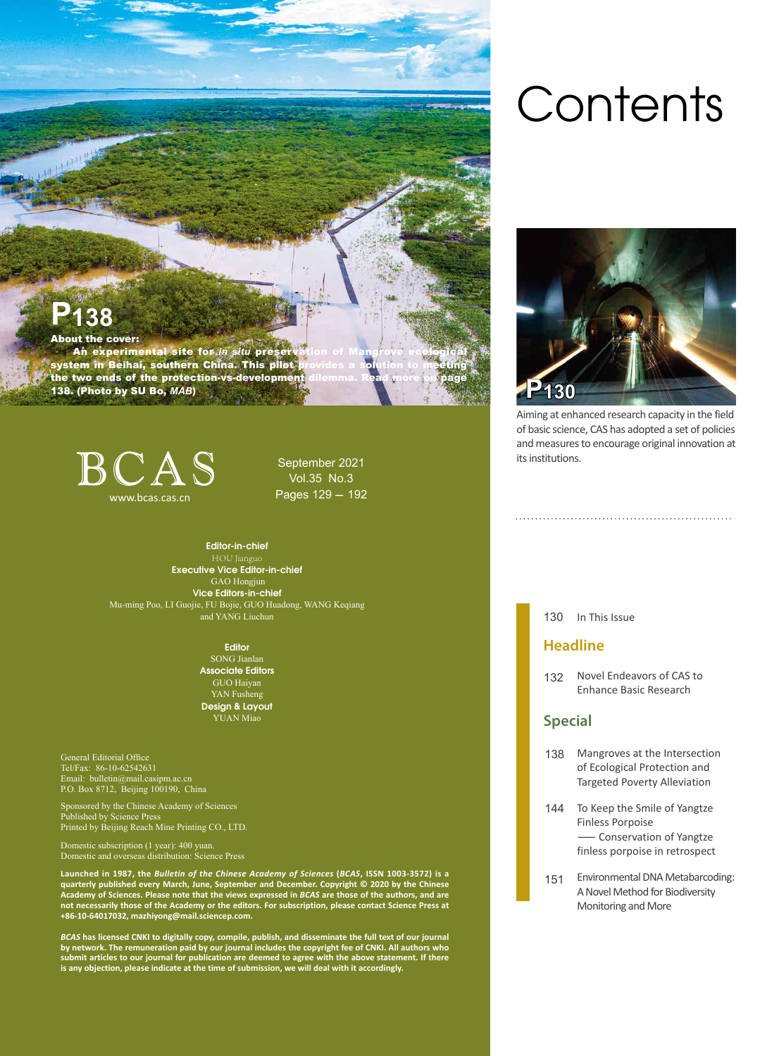**P138**

**About the cover:**

**An experimental site for *in situ* preservation of Mangrove ecological system in Beihai, southern China. This pilot provides a solution to meeting the two ends of the protection-vs-development dilemma. Read more on page 138. (Photo by SU Bo, *MAB*)**

# BCAS

www.bcas.cas.cn

September 2021
Vol.35 No.3
Pages 129 — 192

**Editor-in-chief**
HOU Jianguo

**Executive Vice Editor-in-chief**
GAO Hongjun

**Vice Editors-in-chief**
Mu-ming Poo, LI Guojie, FU Bojie, GUO Huadong, WANG Keqiang and YANG Liuchun

**Editor**
SONG Jianlan

**Associate Editors**
GUO Haiyan
YAN Fusheng

**Design & Layout**
YUAN Miao

General Editorial Office
Tel/Fax: 86-10-62542631
Email: bulletin@mail.casipm.ac.cn
P.O. Box 8712, Beijing 100190, China

Sponsored by the Chinese Academy of Sciences
Published by Science Press
Printed by Beijing Reach Mine Printing CO., LTD.

Domestic subscription (1 year): 400 yuan.
Domestic and overseas distribution: Science Press

**Launched in 1987, the *Bulletin of the Chinese Academy of Sciences* (*BCAS*, ISSN 1003-3572) is a quarterly published every March, June, September and December. Copyright © 2020 by the Chinese Academy of Sciences. Please note that the views expressed in *BCAS* are those of the authors, and are not necessarily those of the Academy or the editors. For subscription, please contact Science Press at +86-10-64017032, mazhiyong@mail.sciencep.com.**

***BCAS* has licensed CNKI to digitally copy, compile, publish, and disseminate the full text of our journal by network. The remuneration paid by our journal includes the copyright fee of CNKI. All authors who submit articles to our journal for publication are deemed to agree with the above statement. If there is any objection, please indicate at the time of submission, we will deal with it accordingly.**

# Contents

**P130**

Aiming at enhanced research capacity in the field of basic science, CAS has adopted a set of policies and measures to encourage original innovation at its institutions.

130 In This Issue

## Headline

132 Novel Endeavors of CAS to Enhance Basic Research

## Special

138 Mangroves at the Intersection of Ecological Protection and Targeted Poverty Alleviation

144 To Keep the Smile of Yangtze Finless Porpoise
—— Conservation of Yangtze finless porpoise in retrospect

151 Environmental DNA Metabarcoding: A Novel Method for Biodiversity Monitoring and More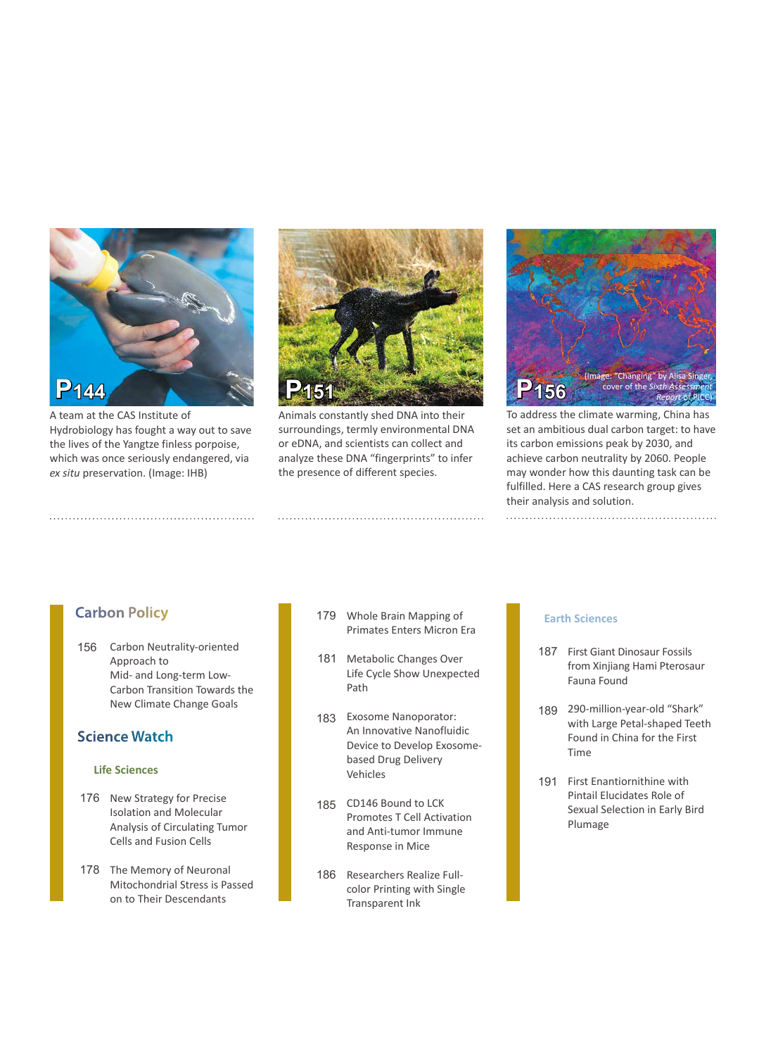P144

A team at the CAS Institute of Hydrobiology has fought a way out to save the lives of the Yangtze finless porpoise, which was once seriously endangered, via *ex situ* preservation. (Image: IHB)

P151

Animals constantly shed DNA into their surroundings, termly environmental DNA or eDNA, and scientists can collect and analyze these DNA "fingerprints" to infer the presence of different species.

P156

(Image: "Changing" by Alisa Singer, cover of the *Sixth Assessment Report* of IPCC)

To address the climate warming, China has set an ambitious dual carbon target: to have its carbon emissions peak by 2030, and achieve carbon neutrality by 2060. People may wonder how this daunting task can be fulfilled. Here a CAS research group gives their analysis and solution.

## Carbon Policy

156 Carbon Neutrality-oriented Approach to Mid- and Long-term Low-Carbon Transition Towards the New Climate Change Goals

## Science Watch

### Life Sciences

176 New Strategy for Precise Isolation and Molecular Analysis of Circulating Tumor Cells and Fusion Cells

178 The Memory of Neuronal Mitochondrial Stress is Passed on to Their Descendants

179 Whole Brain Mapping of Primates Enters Micron Era

181 Metabolic Changes Over Life Cycle Show Unexpected Path

183 Exosome Nanoporator: An Innovative Nanofluidic Device to Develop Exosome-based Drug Delivery Vehicles

185 CD146 Bound to LCK Promotes T Cell Activation and Anti-tumor Immune Response in Mice

186 Researchers Realize Full-color Printing with Single Transparent Ink

### Earth Sciences

187 First Giant Dinosaur Fossils from Xinjiang Hami Pterosaur Fauna Found

189 290-million-year-old "Shark" with Large Petal-shaped Teeth Found in China for the First Time

191 First Enantiornithine with Pintail Elucidates Role of Sexual Selection in Early Bird Plumage